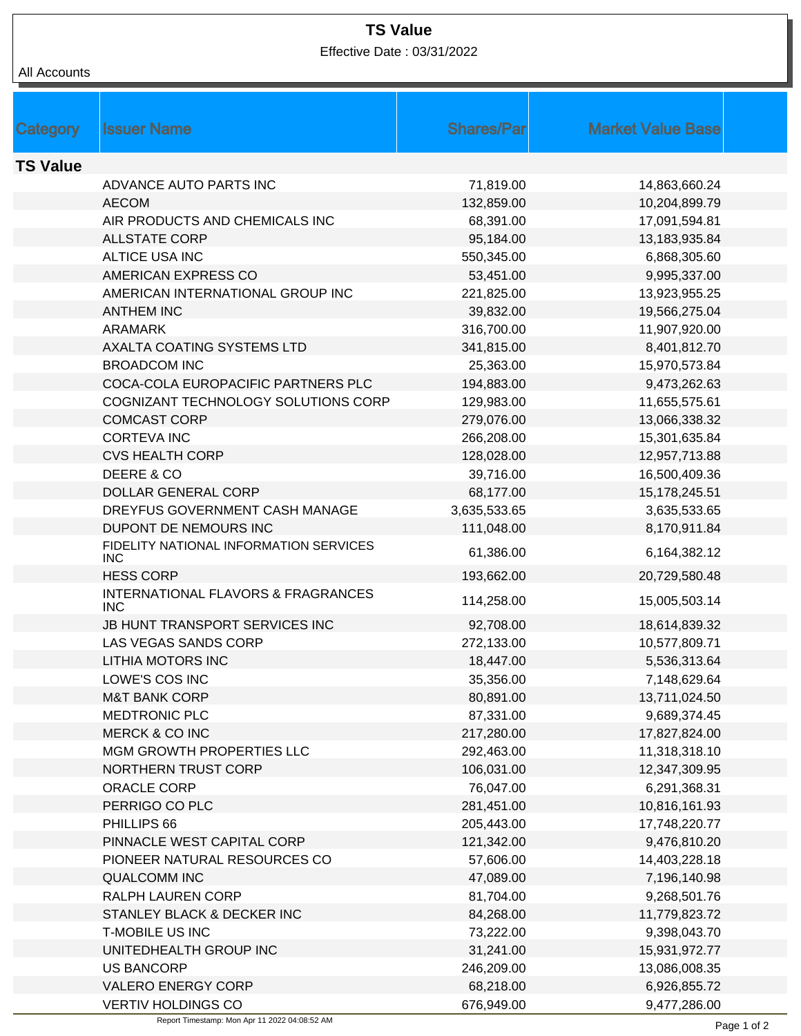# TS Value

Effective Date : 03/31/2022

All Accounts

| Category | Issuer Name | Shares/Par | Market Value Base |
|---|---|---|---|
| **TS Value** | | | |
| | ADVANCE AUTO PARTS INC | 71,819.00 | 14,863,660.24 |
| | AECOM | 132,859.00 | 10,204,899.79 |
| | AIR PRODUCTS AND CHEMICALS INC | 68,391.00 | 17,091,594.81 |
| | ALLSTATE CORP | 95,184.00 | 13,183,935.84 |
| | ALTICE USA INC | 550,345.00 | 6,868,305.60 |
| | AMERICAN EXPRESS CO | 53,451.00 | 9,995,337.00 |
| | AMERICAN INTERNATIONAL GROUP INC | 221,825.00 | 13,923,955.25 |
| | ANTHEM INC | 39,832.00 | 19,566,275.04 |
| | ARAMARK | 316,700.00 | 11,907,920.00 |
| | AXALTA COATING SYSTEMS LTD | 341,815.00 | 8,401,812.70 |
| | BROADCOM INC | 25,363.00 | 15,970,573.84 |
| | COCA-COLA EUROPACIFIC PARTNERS PLC | 194,883.00 | 9,473,262.63 |
| | COGNIZANT TECHNOLOGY SOLUTIONS CORP | 129,983.00 | 11,655,575.61 |
| | COMCAST CORP | 279,076.00 | 13,066,338.32 |
| | CORTEVA INC | 266,208.00 | 15,301,635.84 |
| | CVS HEALTH CORP | 128,028.00 | 12,957,713.88 |
| | DEERE & CO | 39,716.00 | 16,500,409.36 |
| | DOLLAR GENERAL CORP | 68,177.00 | 15,178,245.51 |
| | DREYFUS GOVERNMENT CASH MANAGE | 3,635,533.65 | 3,635,533.65 |
| | DUPONT DE NEMOURS INC | 111,048.00 | 8,170,911.84 |
| | FIDELITY NATIONAL INFORMATION SERVICES INC | 61,386.00 | 6,164,382.12 |
| | HESS CORP | 193,662.00 | 20,729,580.48 |
| | INTERNATIONAL FLAVORS & FRAGRANCES INC | 114,258.00 | 15,005,503.14 |
| | JB HUNT TRANSPORT SERVICES INC | 92,708.00 | 18,614,839.32 |
| | LAS VEGAS SANDS CORP | 272,133.00 | 10,577,809.71 |
| | LITHIA MOTORS INC | 18,447.00 | 5,536,313.64 |
| | LOWE'S COS INC | 35,356.00 | 7,148,629.64 |
| | M&T BANK CORP | 80,891.00 | 13,711,024.50 |
| | MEDTRONIC PLC | 87,331.00 | 9,689,374.45 |
| | MERCK & CO INC | 217,280.00 | 17,827,824.00 |
| | MGM GROWTH PROPERTIES LLC | 292,463.00 | 11,318,318.10 |
| | NORTHERN TRUST CORP | 106,031.00 | 12,347,309.95 |
| | ORACLE CORP | 76,047.00 | 6,291,368.31 |
| | PERRIGO CO PLC | 281,451.00 | 10,816,161.93 |
| | PHILLIPS 66 | 205,443.00 | 17,748,220.77 |
| | PINNACLE WEST CAPITAL CORP | 121,342.00 | 9,476,810.20 |
| | PIONEER NATURAL RESOURCES CO | 57,606.00 | 14,403,228.18 |
| | QUALCOMM INC | 47,089.00 | 7,196,140.98 |
| | RALPH LAUREN CORP | 81,704.00 | 9,268,501.76 |
| | STANLEY BLACK & DECKER INC | 84,268.00 | 11,779,823.72 |
| | T-MOBILE US INC | 73,222.00 | 9,398,043.70 |
| | UNITEDHEALTH GROUP INC | 31,241.00 | 15,931,972.77 |
| | US BANCORP | 246,209.00 | 13,086,008.35 |
| | VALERO ENERGY CORP | 68,218.00 | 6,926,855.72 |
| | VERTIV HOLDINGS CO | 676,949.00 | 9,477,286.00 |

Report Timestamp: Mon Apr 11 2022 04:08:52 AM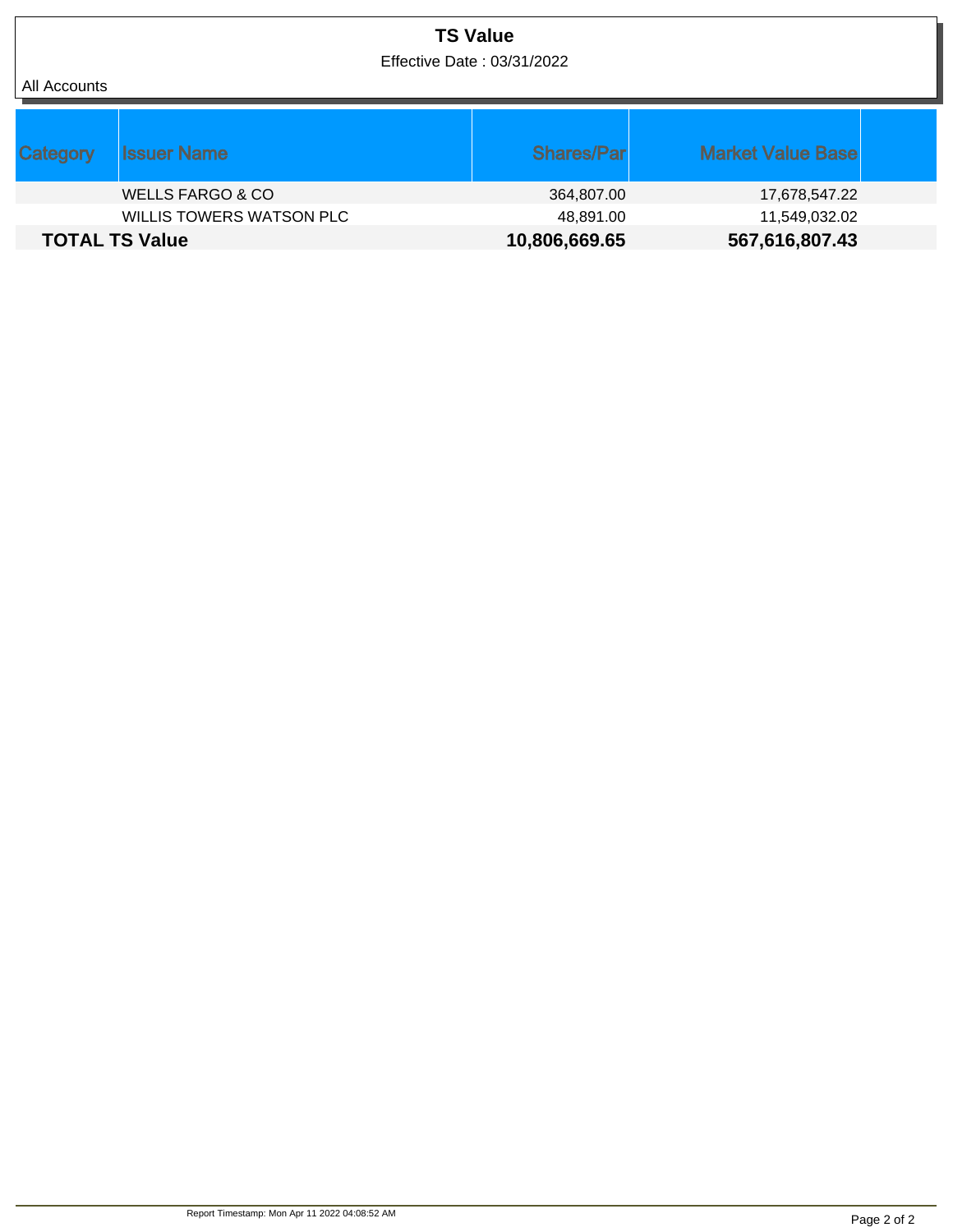# TS Value

Effective Date : 03/31/2022

All Accounts

| Category | Issuer Name | Shares/Par | Market Value Base |
|---|---|---|---|
| | WELLS FARGO & CO | 364,807.00 | 17,678,547.22 |
| | WILLIS TOWERS WATSON PLC | 48,891.00 | 11,549,032.02 |
| **TOTAL TS Value** | | **10,806,669.65** | **567,616,807.43** |

Report Timestamp: Mon Apr 11 2022 04:08:52 AM